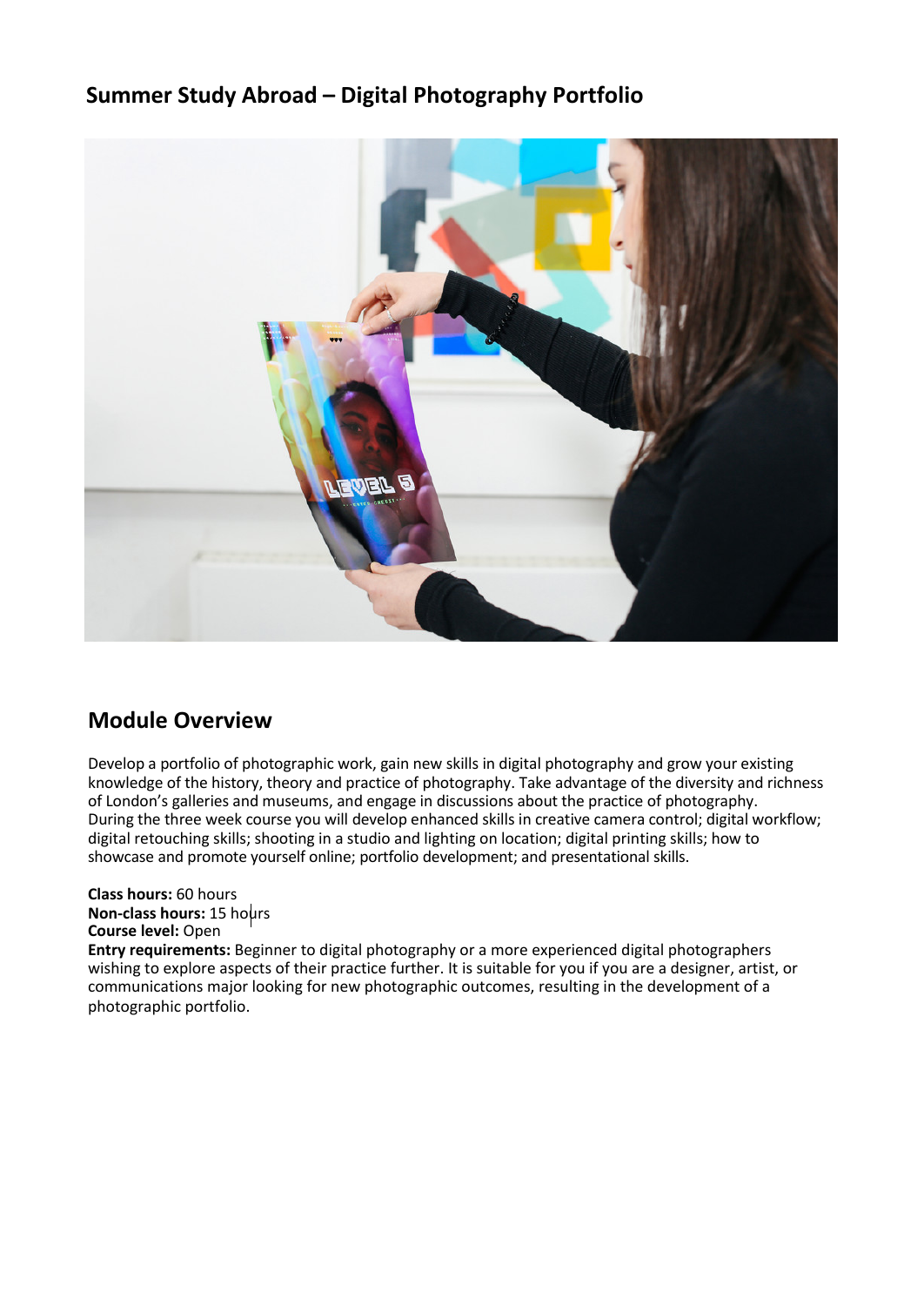# Summer Study Abroad – Digital Photography Portfolio

## Module Overview

Develop a portfolio of photographic work, gain new skills in digital photography and grow your existing knowledge of the history, theory and practice of photography. Take advantage of the diversity and richness of London's galleries and museums, and engage in discussions about the practice of photography. During the three week course you will develop enhanced skills in creative camera control; digital workflow; digital retouching skills; shooting in a studio and lighting on location; digital printing skills; how to showcase and promote yourself online; portfolio development; and presentational skills.

**Class hours:** 60 hours
**Non-class hours:** 15 hours
**Course level:** Open
**Entry requirements:** Beginner to digital photography or a more experienced digital photographers wishing to explore aspects of their practice further. It is suitable for you if you are a designer, artist, or communications major looking for new photographic outcomes, resulting in the development of a photographic portfolio.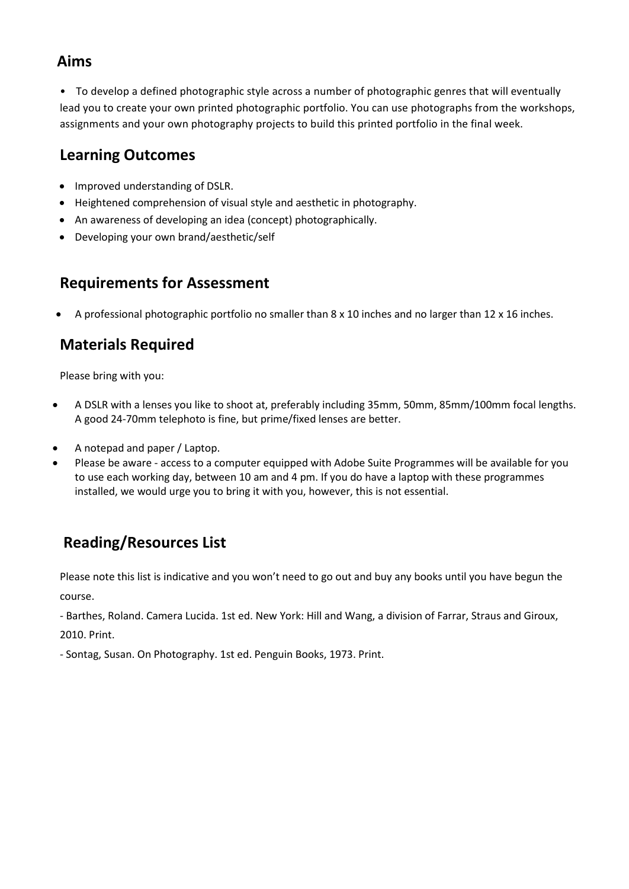## Aims

- To develop a defined photographic style across a number of photographic genres that will eventually lead you to create your own printed photographic portfolio. You can use photographs from the workshops, assignments and your own photography projects to build this printed portfolio in the final week.

## Learning Outcomes

- Improved understanding of DSLR.
- Heightened comprehension of visual style and aesthetic in photography.
- An awareness of developing an idea (concept) photographically.
- Developing your own brand/aesthetic/self

## Requirements for Assessment

- A professional photographic portfolio no smaller than 8 x 10 inches and no larger than 12 x 16 inches.

## Materials Required

Please bring with you:

- A DSLR with a lenses you like to shoot at, preferably including 35mm, 50mm, 85mm/100mm focal lengths. A good 24-70mm telephoto is fine, but prime/fixed lenses are better.
- A notepad and paper / Laptop.
- Please be aware - access to a computer equipped with Adobe Suite Programmes will be available for you to use each working day, between 10 am and 4 pm. If you do have a laptop with these programmes installed, we would urge you to bring it with you, however, this is not essential.

## Reading/Resources List

Please note this list is indicative and you won't need to go out and buy any books until you have begun the course.

- Barthes, Roland. Camera Lucida. 1st ed. New York: Hill and Wang, a division of Farrar, Straus and Giroux, 2010. Print.

- Sontag, Susan. On Photography. 1st ed. Penguin Books, 1973. Print.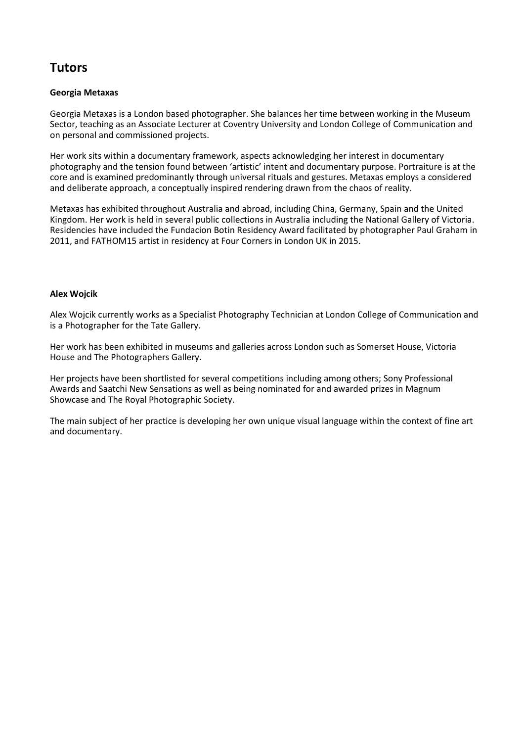## Tutors

**Georgia Metaxas**

Georgia Metaxas is a London based photographer. She balances her time between working in the Museum Sector, teaching as an Associate Lecturer at Coventry University and London College of Communication and on personal and commissioned projects.

Her work sits within a documentary framework, aspects acknowledging her interest in documentary photography and the tension found between 'artistic' intent and documentary purpose. Portraiture is at the core and is examined predominantly through universal rituals and gestures. Metaxas employs a considered and deliberate approach, a conceptually inspired rendering drawn from the chaos of reality.

Metaxas has exhibited throughout Australia and abroad, including China, Germany, Spain and the United Kingdom. Her work is held in several public collections in Australia including the National Gallery of Victoria. Residencies have included the Fundacion Botin Residency Award facilitated by photographer Paul Graham in 2011, and FATHOM15 artist in residency at Four Corners in London UK in 2015.

**Alex Wojcik**

Alex Wojcik currently works as a Specialist Photography Technician at London College of Communication and is a Photographer for the Tate Gallery.

Her work has been exhibited in museums and galleries across London such as Somerset House, Victoria House and The Photographers Gallery.

Her projects have been shortlisted for several competitions including among others; Sony Professional Awards and Saatchi New Sensations as well as being nominated for and awarded prizes in Magnum Showcase and The Royal Photographic Society.

The main subject of her practice is developing her own unique visual language within the context of fine art and documentary.